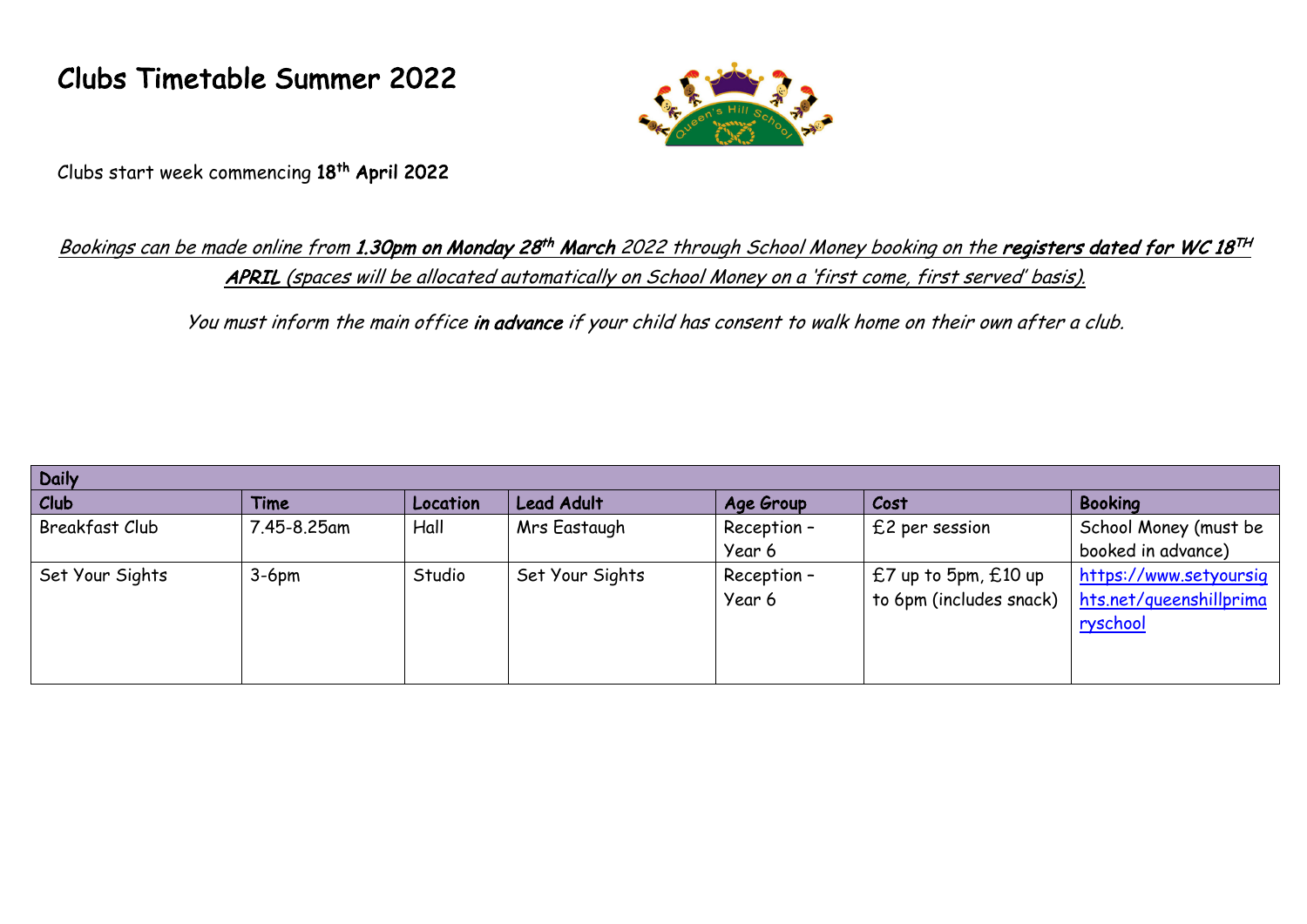# Clubs Timetable Summer 2022

Clubs start week commencing **18th April 2022**

*Bookings can be made online from **1.30pm on Monday 28th March** 2022 through School Money booking on the **registers dated for WC 18TH APRIL** (spaces will be allocated automatically on School Money on a 'first come, first served' basis).*

*You must inform the main office **in advance** if your child has consent to walk home on their own after a club.*

| **Daily** | | | | | | |
|---|---|---|---|---|---|---|
| **Club** | **Time** | **Location** | **Lead Adult** | **Age Group** | **Cost** | **Booking** |
| Breakfast Club | 7.45-8.25am | Hall | Mrs Eastaugh | Reception – Year 6 | £2 per session | School Money (must be booked in advance) |
| Set Your Sights | 3-6pm | Studio | Set Your Sights | Reception – Year 6 | £7 up to 5pm, £10 up to 6pm (includes snack) | https://www.setyoursights.net/queenshillprimaryschool |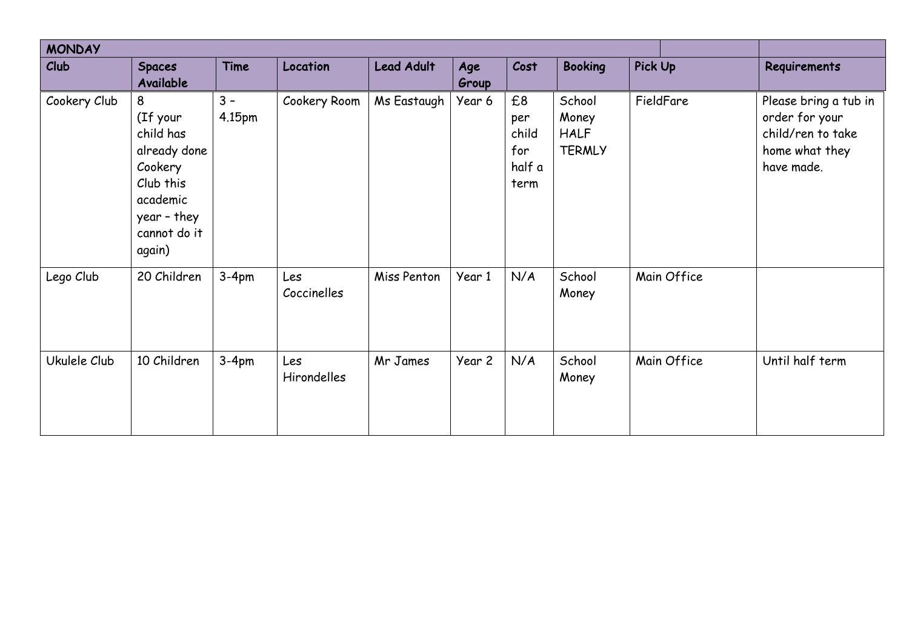| MONDAY | | | | | | | | | |
|---|---|---|---|---|---|---|---|---|---|
| **Club** | **Spaces Available** | **Time** | **Location** | **Lead Adult** | **Age Group** | **Cost** | **Booking** | **Pick Up** | **Requirements** |
| Cookery Club | 8 (If your child has already done Cookery Club this academic year – they cannot do it again) | 3 – 4.15pm | Cookery Room | Ms Eastaugh | Year 6 | £8 per child for half a term | School Money HALF TERMLY | FieldFare | Please bring a tub in order for your child/ren to take home what they have made. |
| Lego Club | 20 Children | 3-4pm | Les Coccinelles | Miss Penton | Year 1 | N/A | School Money | Main Office | |
| Ukulele Club | 10 Children | 3-4pm | Les Hirondelles | Mr James | Year 2 | N/A | School Money | Main Office | Until half term |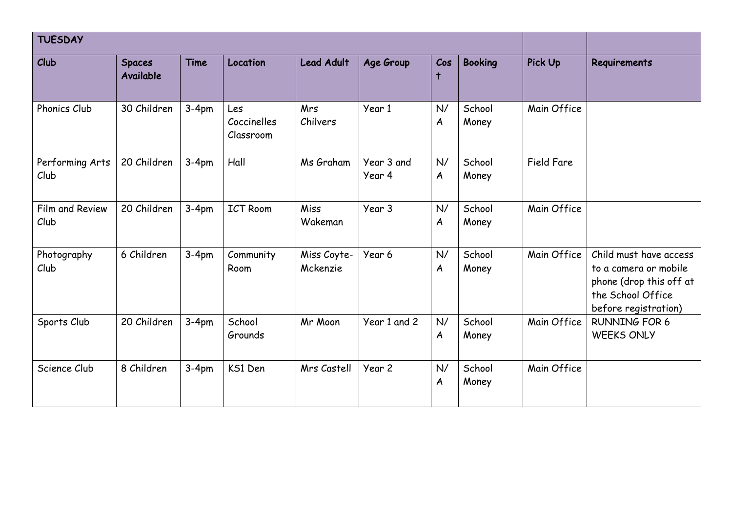| TUESDAY | | | | | | | | | |
|---|---|---|---|---|---|---|---|---|---|
| **Club** | **Spaces Available** | **Time** | **Location** | **Lead Adult** | **Age Group** | **Cost** | **Booking** | **Pick Up** | **Requirements** |
| Phonics Club | 30 Children | 3-4pm | Les Coccinelles Classroom | Mrs Chilvers | Year 1 | N/A | School Money | Main Office | |
| Performing Arts Club | 20 Children | 3-4pm | Hall | Ms Graham | Year 3 and Year 4 | N/A | School Money | Field Fare | |
| Film and Review Club | 20 Children | 3-4pm | ICT Room | Miss Wakeman | Year 3 | N/A | School Money | Main Office | |
| Photography Club | 6 Children | 3-4pm | Community Room | Miss Coyte-Mckenzie | Year 6 | N/A | School Money | Main Office | Child must have access to a camera or mobile phone (drop this off at the School Office before registration) |
| Sports Club | 20 Children | 3-4pm | School Grounds | Mr Moon | Year 1 and 2 | N/A | School Money | Main Office | RUNNING FOR 6 WEEKS ONLY |
| Science Club | 8 Children | 3-4pm | KS1 Den | Mrs Castell | Year 2 | N/A | School Money | Main Office | |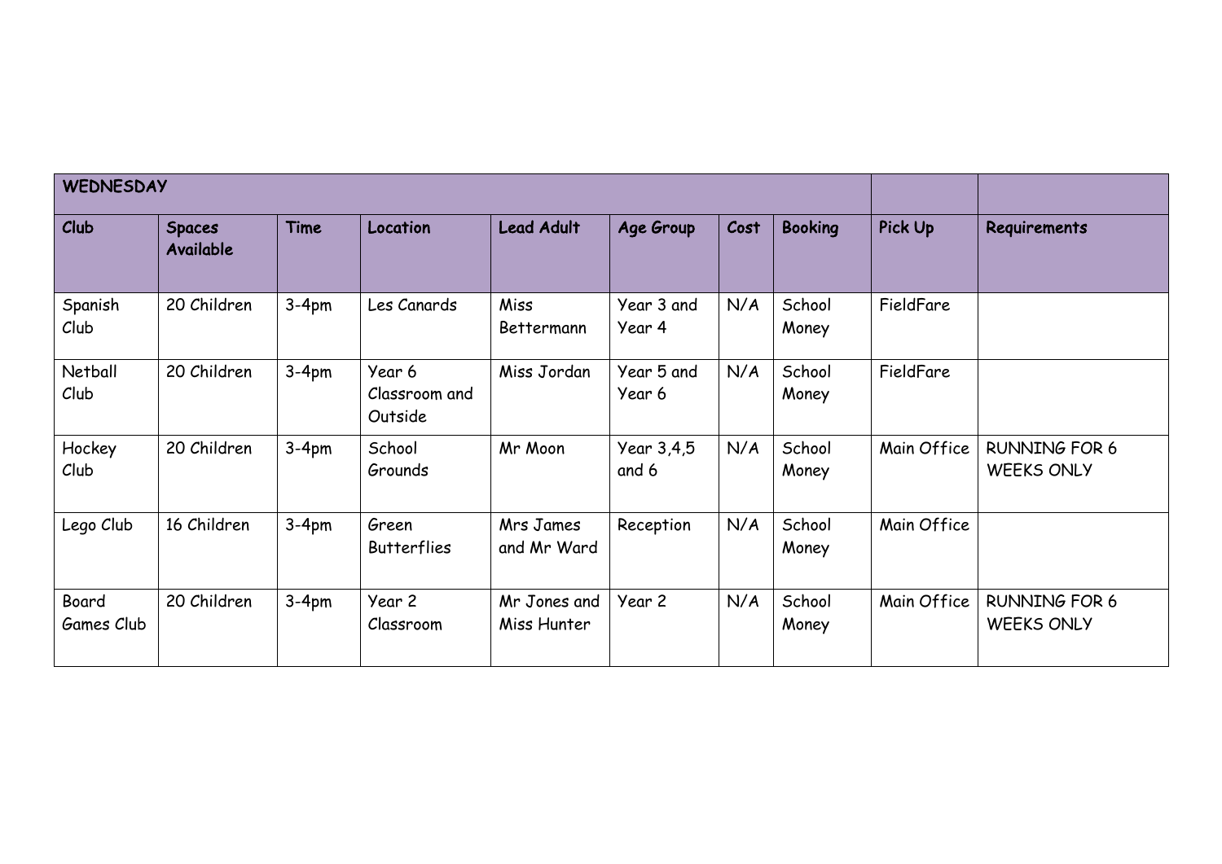| WEDNESDAY | | | | | | | | | |
|---|---|---|---|---|---|---|---|---|---|
| **Club** | **Spaces Available** | **Time** | **Location** | **Lead Adult** | **Age Group** | **Cost** | **Booking** | **Pick Up** | **Requirements** |
| Spanish Club | 20 Children | 3-4pm | Les Canards | Miss Bettermann | Year 3 and Year 4 | N/A | School Money | FieldFare | |
| Netball Club | 20 Children | 3-4pm | Year 6 Classroom and Outside | Miss Jordan | Year 5 and Year 6 | N/A | School Money | FieldFare | |
| Hockey Club | 20 Children | 3-4pm | School Grounds | Mr Moon | Year 3,4,5 and 6 | N/A | School Money | Main Office | RUNNING FOR 6 WEEKS ONLY |
| Lego Club | 16 Children | 3-4pm | Green Butterflies | Mrs James and Mr Ward | Reception | N/A | School Money | Main Office | |
| Board Games Club | 20 Children | 3-4pm | Year 2 Classroom | Mr Jones and Miss Hunter | Year 2 | N/A | School Money | Main Office | RUNNING FOR 6 WEEKS ONLY |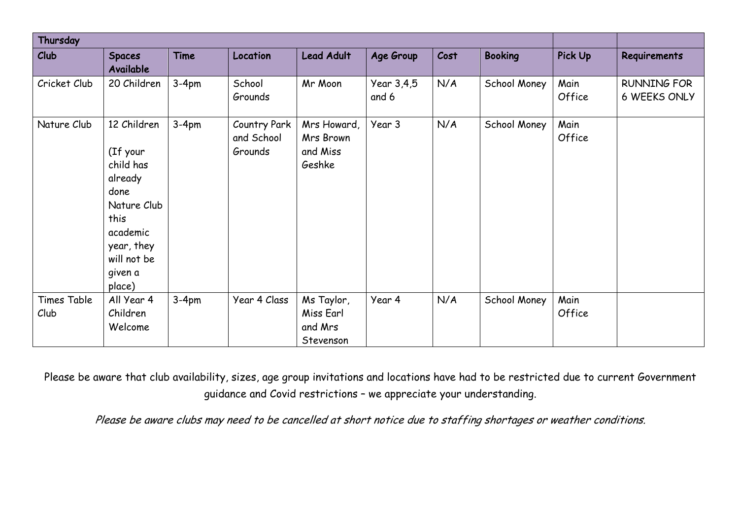| Thursday | | | | | | | | | |
|---|---|---|---|---|---|---|---|---|---|
| **Club** | **Spaces Available** | **Time** | **Location** | **Lead Adult** | **Age Group** | **Cost** | **Booking** | **Pick Up** | **Requirements** |
| Cricket Club | 20 Children | 3-4pm | School Grounds | Mr Moon | Year 3,4,5 and 6 | N/A | School Money | Main Office | RUNNING FOR 6 WEEKS ONLY |
| Nature Club | 12 Children (If your child has already done Nature Club this academic year, they will not be given a place) | 3-4pm | Country Park and School Grounds | Mrs Howard, Mrs Brown and Miss Geshke | Year 3 | N/A | School Money | Main Office | |
| Times Table Club | All Year 4 Children Welcome | 3-4pm | Year 4 Class | Ms Taylor, Miss Earl and Mrs Stevenson | Year 4 | N/A | School Money | Main Office | |

Please be aware that club availability, sizes, age group invitations and locations have had to be restricted due to current Government guidance and Covid restrictions – we appreciate your understanding.

*Please be aware clubs may need to be cancelled at short notice due to staffing shortages or weather conditions.*